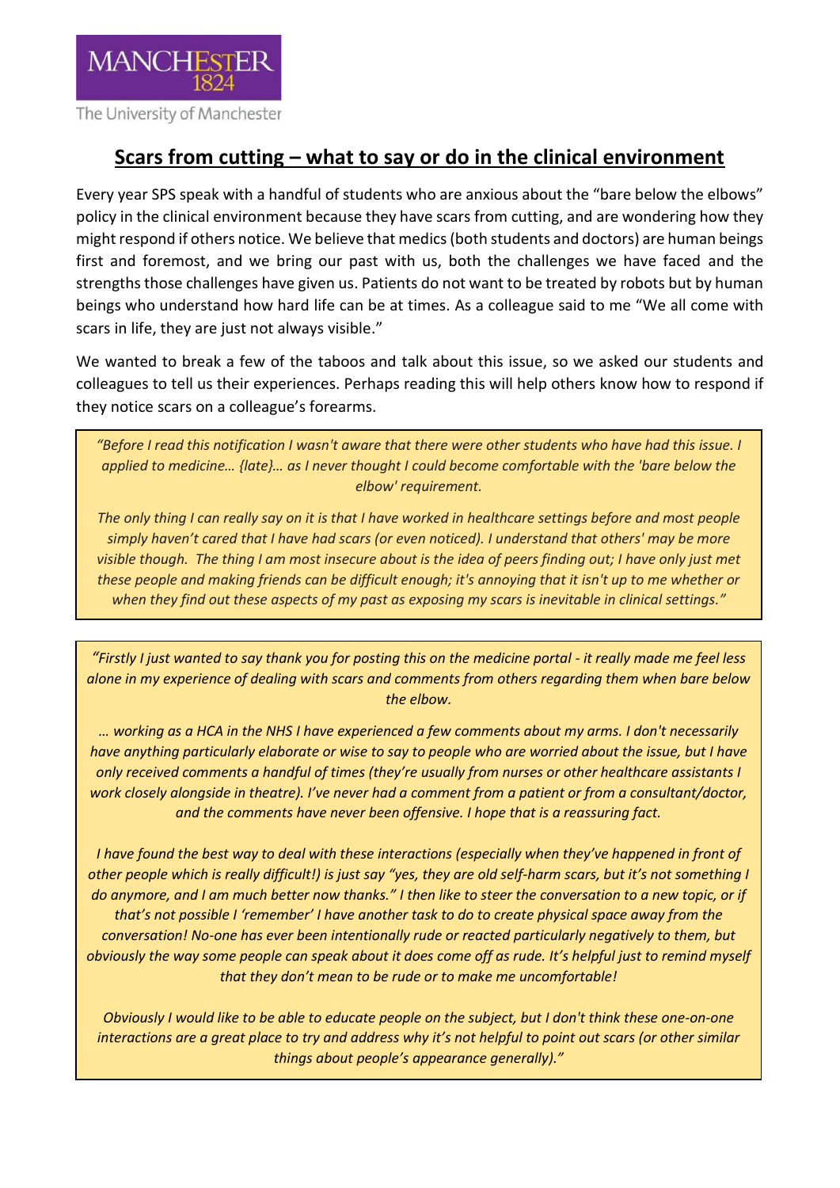MANCHESTER 1824

The University of Manchester

# Scars from cutting – what to say or do in the clinical environment

Every year SPS speak with a handful of students who are anxious about the "bare below the elbows" policy in the clinical environment because they have scars from cutting, and are wondering how they might respond if others notice. We believe that medics (both students and doctors) are human beings first and foremost, and we bring our past with us, both the challenges we have faced and the strengths those challenges have given us. Patients do not want to be treated by robots but by human beings who understand how hard life can be at times. As a colleague said to me "We all come with scars in life, they are just not always visible."

We wanted to break a few of the taboos and talk about this issue, so we asked our students and colleagues to tell us their experiences. Perhaps reading this will help others know how to respond if they notice scars on a colleague's forearms.

> *"Before I read this notification I wasn't aware that there were other students who have had this issue. I applied to medicine… {late}… as I never thought I could become comfortable with the 'bare below the elbow' requirement.*
>
> *The only thing I can really say on it is that I have worked in healthcare settings before and most people simply haven't cared that I have had scars (or even noticed). I understand that others' may be more visible though. The thing I am most insecure about is the idea of peers finding out; I have only just met these people and making friends can be difficult enough; it's annoying that it isn't up to me whether or when they find out these aspects of my past as exposing my scars is inevitable in clinical settings."*

> *"Firstly I just wanted to say thank you for posting this on the medicine portal - it really made me feel less alone in my experience of dealing with scars and comments from others regarding them when bare below the elbow.*
>
> *… working as a HCA in the NHS I have experienced a few comments about my arms. I don't necessarily have anything particularly elaborate or wise to say to people who are worried about the issue, but I have only received comments a handful of times (they're usually from nurses or other healthcare assistants I work closely alongside in theatre). I've never had a comment from a patient or from a consultant/doctor, and the comments have never been offensive. I hope that is a reassuring fact.*
>
> *I have found the best way to deal with these interactions (especially when they've happened in front of other people which is really difficult!) is just say "yes, they are old self-harm scars, but it's not something I do anymore, and I am much better now thanks." I then like to steer the conversation to a new topic, or if that's not possible I 'remember' I have another task to do to create physical space away from the conversation! No-one has ever been intentionally rude or reacted particularly negatively to them, but obviously the way some people can speak about it does come off as rude. It's helpful just to remind myself that they don't mean to be rude or to make me uncomfortable!*
>
> *Obviously I would like to be able to educate people on the subject, but I don't think these one-on-one interactions are a great place to try and address why it's not helpful to point out scars (or other similar things about people's appearance generally)."*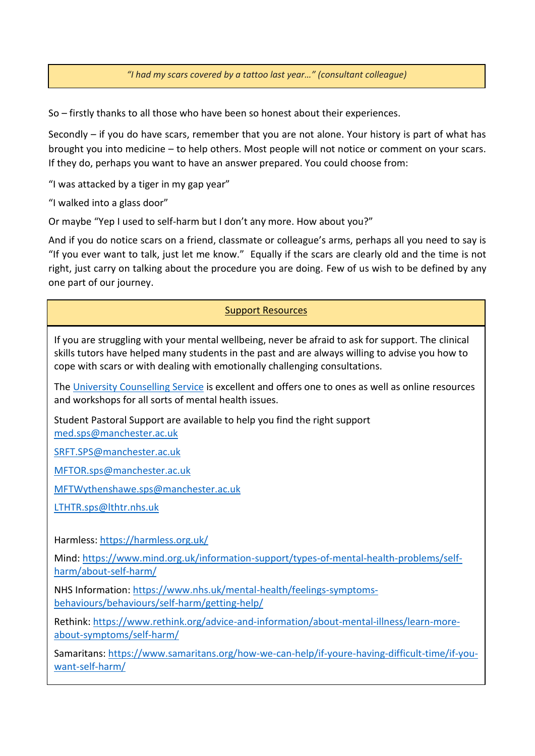*"I had my scars covered by a tattoo last year…" (consultant colleague)*

So – firstly thanks to all those who have been so honest about their experiences.

Secondly – if you do have scars, remember that you are not alone. Your history is part of what has brought you into medicine – to help others. Most people will not notice or comment on your scars. If they do, perhaps you want to have an answer prepared. You could choose from:

"I was attacked by a tiger in my gap year"

"I walked into a glass door"

Or maybe "Yep I used to self-harm but I don't any more. How about you?"

And if you do notice scars on a friend, classmate or colleague's arms, perhaps all you need to say is "If you ever want to talk, just let me know." Equally if the scars are clearly old and the time is not right, just carry on talking about the procedure you are doing. Few of us wish to be defined by any one part of our journey.

## Support Resources

If you are struggling with your mental wellbeing, never be afraid to ask for support. The clinical skills tutors have helped many students in the past and are always willing to advise you how to cope with scars or with dealing with emotionally challenging consultations.

The University Counselling Service is excellent and offers one to ones as well as online resources and workshops for all sorts of mental health issues.

Student Pastoral Support are available to help you find the right support
med.sps@manchester.ac.uk

SRFT.SPS@manchester.ac.uk

MFTOR.sps@manchester.ac.uk

MFTWythenshawe.sps@manchester.ac.uk

LTHTR.sps@lthtr.nhs.uk

Harmless: https://harmless.org.uk/

Mind: https://www.mind.org.uk/information-support/types-of-mental-health-problems/self-harm/about-self-harm/

NHS Information: https://www.nhs.uk/mental-health/feelings-symptoms-behaviours/behaviours/self-harm/getting-help/

Rethink: https://www.rethink.org/advice-and-information/about-mental-illness/learn-more-about-symptoms/self-harm/

Samaritans: https://www.samaritans.org/how-we-can-help/if-youre-having-difficult-time/if-you-want-self-harm/